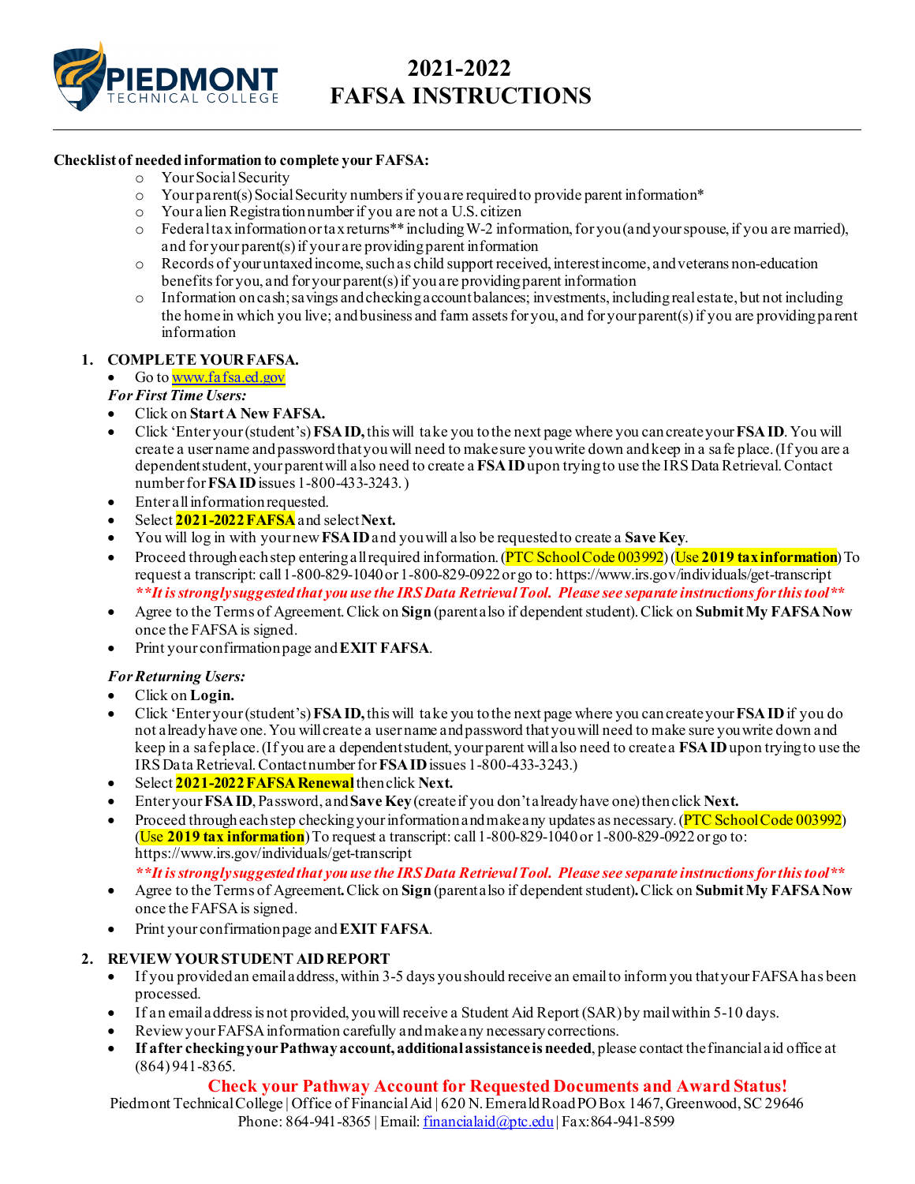# 2021-2022 FAFSA INSTRUCTIONS

**Checklist of needed information to complete your FAFSA:**

- Your Social Security
- Your parent(s) Social Security numbers if you are required to provide parent information*
- Your alien Registration number if you are not a U.S. citizen
- Federal tax information or tax returns** including W-2 information, for you (and your spouse, if you are married), and for your parent(s) if your are providing parent information
- Records of your untaxed income, such as child support received, interest income, and veterans non-education benefits for you, and for your parent(s) if you are providing parent information
- Information on cash; savings and checking account balances; investments, including real estate, but not including the home in which you live; and business and farm assets for you, and for your parent(s) if you are providing parent information

## 1. COMPLETE YOUR FAFSA.

- Go to www.fafsa.ed.gov

***For First Time Users:***

- Click on **Start A New FAFSA.**
- Click 'Enter your (student's) **FSA ID,** this will take you to the next page where you can create your **FSA ID**. You will create a user name and password that you will need to make sure you write down and keep in a safe place. (If you are a dependent student, your parent will also need to create a **FSA ID** upon trying to use the IRS Data Retrieval. Contact number for **FSA ID** issues 1-800-433-3243. )
- Enter all information requested.
- Select **2021-2022 FAFSA** and select **Next.**
- You will log in with your new **FSA ID** and you will also be requested to create a **Save Key**.
- Proceed through each step entering all required information. (PTC School Code 003992) (Use **2019 tax information**) To request a transcript: call 1-800-829-1040 or 1-800-829-0922 or go to: https://www.irs.gov/individuals/get-transcript
  ***\*\*It is strongly suggested that you use the IRS Data Retrieval Tool. Please see separate instructions for this tool\*\****
- Agree to the Terms of Agreement. Click on **Sign** (parent also if dependent student). Click on **Submit My FAFSA Now** once the FAFSA is signed.
- Print your confirmation page and **EXIT FAFSA**.

***For Returning Users:***

- Click on **Login.**
- Click 'Enter your (student's) **FSA ID,** this will take you to the next page where you can create your **FSA ID** if you do not already have one. You will create a user name and password that you will need to make sure you write down and keep in a safe place. (If you are a dependent student, your parent will also need to create a **FSA ID** upon trying to use the IRS Data Retrieval. Contact number for **FSA ID** issues 1-800-433-3243.)
- Select **2021-2022 FAFSA Renewal** then click **Next.**
- Enter your **FSA ID**, Password, and **Save Key** (create if you don't already have one) then click **Next.**
- Proceed through each step checking your information and make any updates as necessary. (PTC School Code 003992) (Use **2019 tax information**) To request a transcript: call 1-800-829-1040 or 1-800-829-0922 or go to: https://www.irs.gov/individuals/get-transcript
  ***\*\*It is strongly suggested that you use the IRS Data Retrieval Tool. Please see separate instructions for this tool\*\****
- Agree to the Terms of Agreement**.** Click on **Sign** (parent also if dependent student)**.** Click on **Submit My FAFSA Now** once the FAFSA is signed.
- Print your confirmation page and **EXIT FAFSA**.

## 2. REVIEW YOUR STUDENT AID REPORT

- If you provided an email address, within 3-5 days you should receive an email to inform you that your FAFSA has been processed.
- If an email address is not provided, you will receive a Student Aid Report (SAR) by mail within 5-10 days.
- Review your FAFSA information carefully and make any necessary corrections.
- **If after checking your Pathway account, additional assistance is needed**, please contact the financial aid office at (864) 941-8365.

**Check your Pathway Account for Requested Documents and Award Status!**

Piedmont Technical College | Office of Financial Aid | 620 N. Emerald Road PO Box 1467, Greenwood, SC 29646
Phone: 864-941-8365 | Email: financialaid@ptc.edu | Fax: 864-941-8599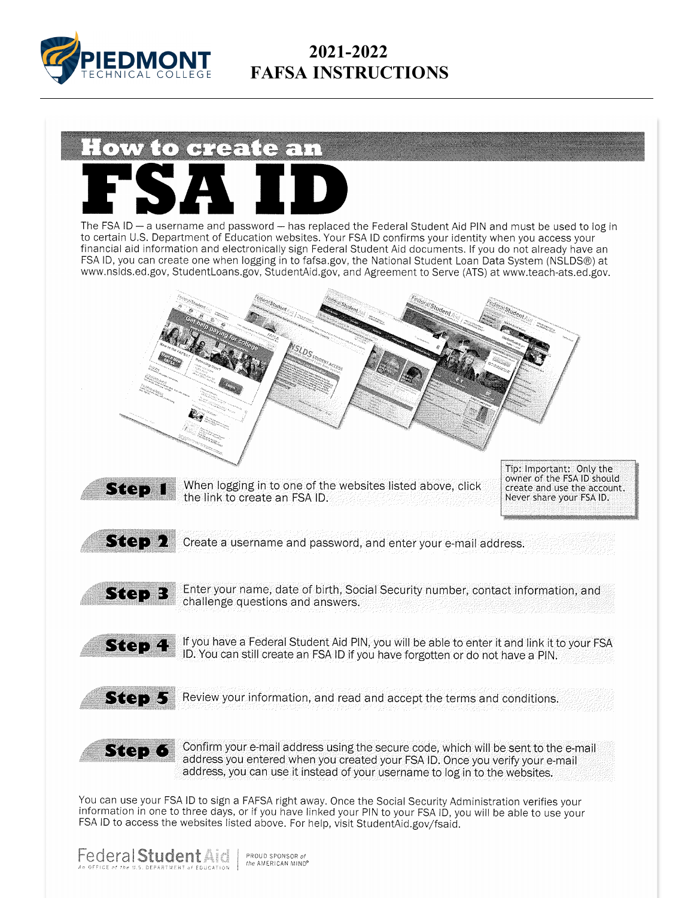# 2021-2022 FAFSA INSTRUCTIONS

## How to create an FSA ID

The FSA ID — a username and password — has replaced the Federal Student Aid PIN and must be used to log in to certain U.S. Department of Education websites. Your FSA ID confirms your identity when you access your financial aid information and electronically sign Federal Student Aid documents. If you do not already have an FSA ID, you can create one when logging in to fafsa.gov, the National Student Loan Data System (NSLDS®) at www.nslds.ed.gov, StudentLoans.gov, StudentAid.gov, and Agreement to Serve (ATS) at www.teach-ats.ed.gov.

**Step 1** When logging in to one of the websites listed above, click the link to create an FSA ID.

> Tip: Important: Only the owner of the FSA ID should create and use the account. Never share your FSA ID.

**Step 2** Create a username and password, and enter your e-mail address.

**Step 3** Enter your name, date of birth, Social Security number, contact information, and challenge questions and answers.

**Step 4** If you have a Federal Student Aid PIN, you will be able to enter it and link it to your FSA ID. You can still create an FSA ID if you have forgotten or do not have a PIN.

**Step 5** Review your information, and read and accept the terms and conditions.

**Step 6** Confirm your e-mail address using the secure code, which will be sent to the e-mail address you entered when you created your FSA ID. Once you verify your e-mail address, you can use it instead of your username to log in to the websites.

You can use your FSA ID to sign a FAFSA right away. Once the Social Security Administration verifies your information in one to three days, or if you have linked your PIN to your FSA ID, you will be able to use your FSA ID to access the websites listed above. For help, visit StudentAid.gov/fsaid.

Federal Student Aid
An OFFICE of the U.S. DEPARTMENT of EDUCATION

PROUD SPONSOR of the AMERICAN MIND®